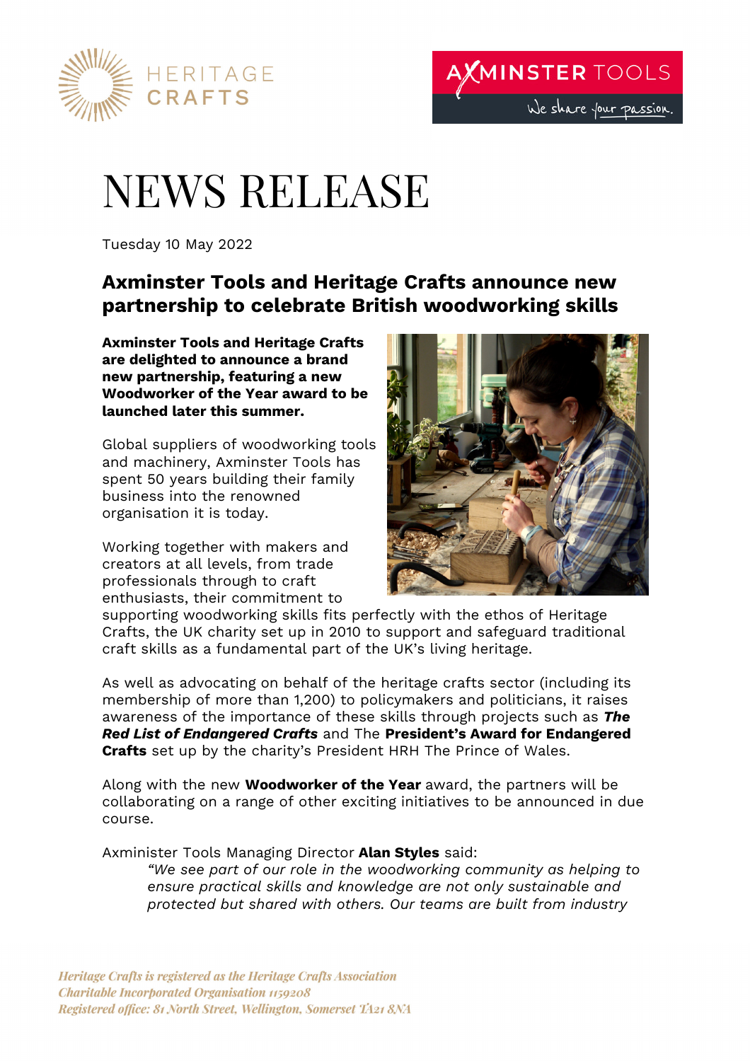# NEWS RELEASE

Tuesday 10 May 2022

## Axminster Tools and Heritage Crafts announce new partnership to celebrate British woodworking skills

**Axminster Tools and Heritage Crafts are delighted to announce a brand new partnership, featuring a new Woodworker of the Year award to be launched later this summer.**

Global suppliers of woodworking tools and machinery, Axminster Tools has spent 50 years building their family business into the renowned organisation it is today.

Working together with makers and creators at all levels, from trade professionals through to craft enthusiasts, their commitment to supporting woodworking skills fits perfectly with the ethos of Heritage Crafts, the UK charity set up in 2010 to support and safeguard traditional craft skills as a fundamental part of the UK's living heritage.

As well as advocating on behalf of the heritage crafts sector (including its membership of more than 1,200) to policymakers and politicians, it raises awareness of the importance of these skills through projects such as ***The Red List of Endangered Crafts*** and The **President's Award for Endangered Crafts** set up by the charity's President HRH The Prince of Wales.

Along with the new **Woodworker of the Year** award, the partners will be collaborating on a range of other exciting initiatives to be announced in due course.

Axminister Tools Managing Director **Alan Styles** said:

> *"We see part of our role in the woodworking community as helping to ensure practical skills and knowledge are not only sustainable and protected but shared with others. Our teams are built from industry*

*Heritage Crafts is registered as the Heritage Crafts Association*
*Charitable Incorporated Organisation 1159208*
*Registered office: 81 North Street, Wellington, Somerset TA21 8NA*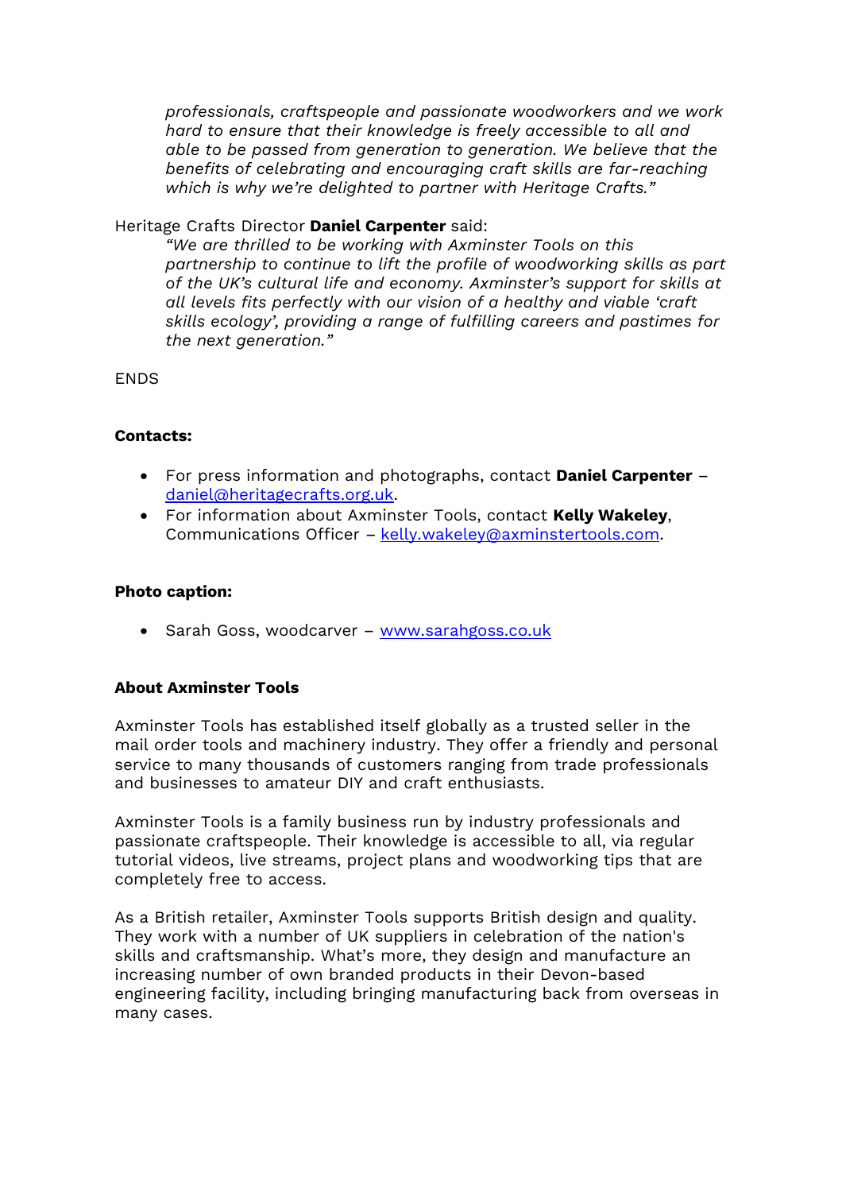*professionals, craftspeople and passionate woodworkers and we work hard to ensure that their knowledge is freely accessible to all and able to be passed from generation to generation. We believe that the benefits of celebrating and encouraging craft skills are far-reaching which is why we're delighted to partner with Heritage Crafts."*

Heritage Crafts Director **Daniel Carpenter** said:

> *"We are thrilled to be working with Axminster Tools on this partnership to continue to lift the profile of woodworking skills as part of the UK's cultural life and economy. Axminster's support for skills at all levels fits perfectly with our vision of a healthy and viable 'craft skills ecology', providing a range of fulfilling careers and pastimes for the next generation."*

ENDS

**Contacts:**

- For press information and photographs, contact **Daniel Carpenter** – daniel@heritagecrafts.org.uk.
- For information about Axminster Tools, contact **Kelly Wakeley**, Communications Officer – kelly.wakeley@axminstertools.com.

**Photo caption:**

- Sarah Goss, woodcarver – www.sarahgoss.co.uk

**About Axminster Tools**

Axminster Tools has established itself globally as a trusted seller in the mail order tools and machinery industry. They offer a friendly and personal service to many thousands of customers ranging from trade professionals and businesses to amateur DIY and craft enthusiasts.

Axminster Tools is a family business run by industry professionals and passionate craftspeople. Their knowledge is accessible to all, via regular tutorial videos, live streams, project plans and woodworking tips that are completely free to access.

As a British retailer, Axminster Tools supports British design and quality. They work with a number of UK suppliers in celebration of the nation's skills and craftsmanship. What's more, they design and manufacture an increasing number of own branded products in their Devon-based engineering facility, including bringing manufacturing back from overseas in many cases.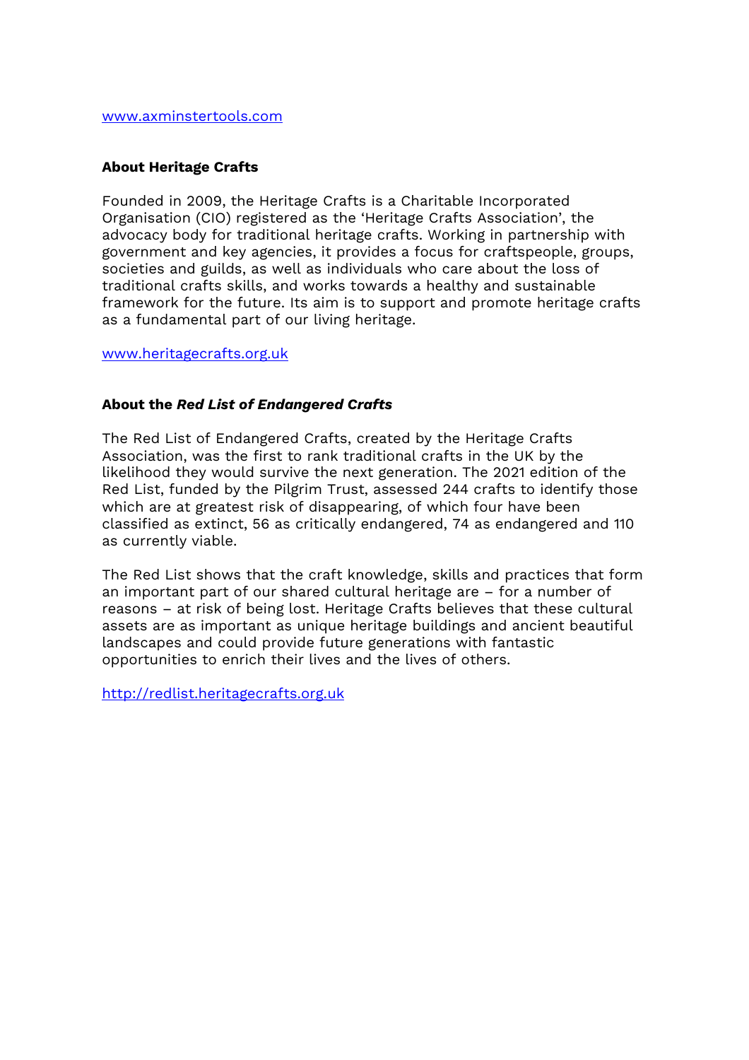www.axminstertools.com

**About Heritage Crafts**

Founded in 2009, the Heritage Crafts is a Charitable Incorporated Organisation (CIO) registered as the 'Heritage Crafts Association', the advocacy body for traditional heritage crafts. Working in partnership with government and key agencies, it provides a focus for craftspeople, groups, societies and guilds, as well as individuals who care about the loss of traditional crafts skills, and works towards a healthy and sustainable framework for the future. Its aim is to support and promote heritage crafts as a fundamental part of our living heritage.

www.heritagecrafts.org.uk

**About the *Red List of Endangered Crafts***

The Red List of Endangered Crafts, created by the Heritage Crafts Association, was the first to rank traditional crafts in the UK by the likelihood they would survive the next generation. The 2021 edition of the Red List, funded by the Pilgrim Trust, assessed 244 crafts to identify those which are at greatest risk of disappearing, of which four have been classified as extinct, 56 as critically endangered, 74 as endangered and 110 as currently viable.

The Red List shows that the craft knowledge, skills and practices that form an important part of our shared cultural heritage are – for a number of reasons – at risk of being lost. Heritage Crafts believes that these cultural assets are as important as unique heritage buildings and ancient beautiful landscapes and could provide future generations with fantastic opportunities to enrich their lives and the lives of others.

http://redlist.heritagecrafts.org.uk